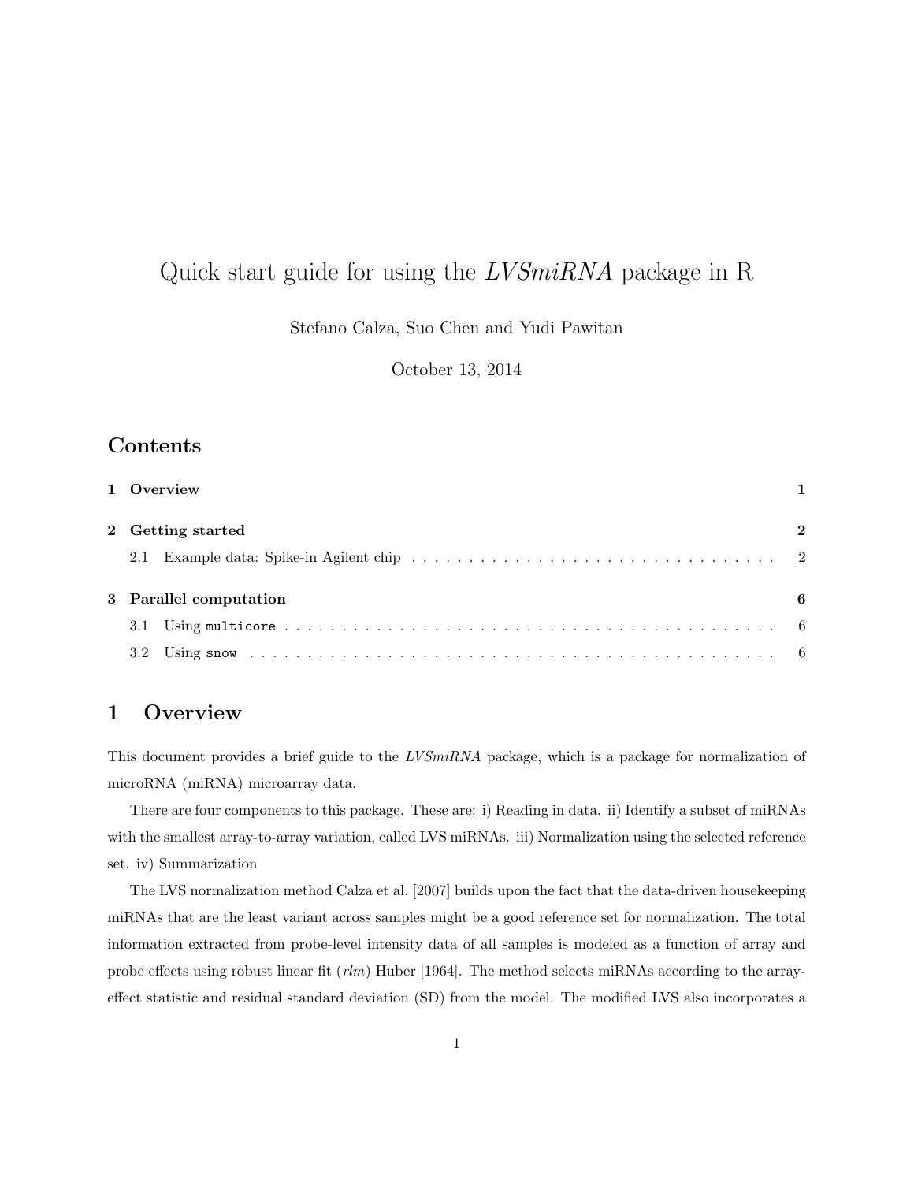# Quick start guide for using the *LVSmiRNA* package in R

Stefano Calza, Suo Chen and Yudi Pawitan

October 13, 2014

## Contents

- 1 Overview — 1
- 2 Getting started — 2
  - 2.1 Example data: Spike-in Agilent chip — 2
- 3 Parallel computation — 6
  - 3.1 Using `multicore` — 6
  - 3.2 Using `snow` — 6

## 1 Overview

This document provides a brief guide to the *LVSmiRNA* package, which is a package for normalization of microRNA (miRNA) microarray data.

There are four components to this package. These are: i) Reading in data. ii) Identify a subset of miRNAs with the smallest array-to-array variation, called LVS miRNAs. iii) Normalization using the selected reference set. iv) Summarization

The LVS normalization method Calza et al. [2007] builds upon the fact that the data-driven housekeeping miRNAs that are the least variant across samples might be a good reference set for normalization. The total information extracted from probe-level intensity data of all samples is modeled as a function of array and probe effects using robust linear fit (*rlm*) Huber [1964]. The method selects miRNAs according to the array-effect statistic and residual standard deviation (SD) from the model. The modified LVS also incorporates a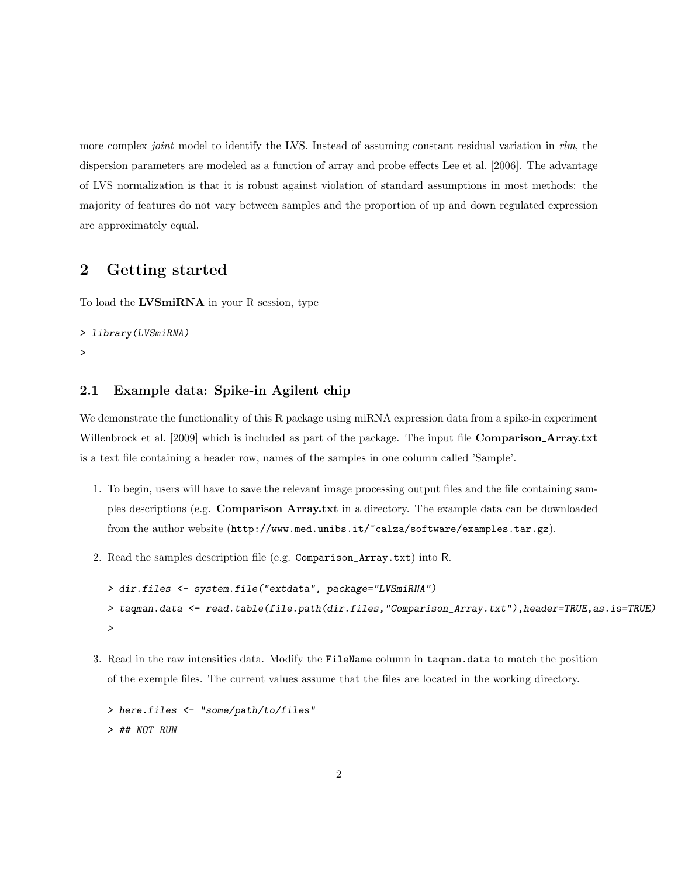more complex *joint* model to identify the LVS. Instead of assuming constant residual variation in *rlm*, the dispersion parameters are modeled as a function of array and probe effects Lee et al. [2006]. The advantage of LVS normalization is that it is robust against violation of standard assumptions in most methods: the majority of features do not vary between samples and the proportion of up and down regulated expression are approximately equal.

# 2 Getting started

To load the **LVSmiRNA** in your R session, type

```
> library(LVSmiRNA)
>
```

## 2.1 Example data: Spike-in Agilent chip

We demonstrate the functionality of this R package using miRNA expression data from a spike-in experiment Willenbrock et al. [2009] which is included as part of the package. The input file **Comparison_Array.txt** is a text file containing a header row, names of the samples in one column called 'Sample'.

1. To begin, users will have to save the relevant image processing output files and the file containing samples descriptions (e.g. **Comparison Array.txt** in a directory. The example data can be downloaded from the author website (`http://www.med.unibs.it/~calza/software/examples.tar.gz`).

2. Read the samples description file (e.g. `Comparison_Array.txt`) into R.

```
> dir.files <- system.file("extdata", package="LVSmiRNA")
> taqman.data <- read.table(file.path(dir.files,"Comparison_Array.txt"),header=TRUE,as.is=TRUE)
>
```

3. Read in the raw intensities data. Modify the `FileName` column in `taqman.data` to match the position of the exemple files. The current values assume that the files are located in the working directory.

```
> here.files <- "some/path/to/files"
> ## NOT RUN
```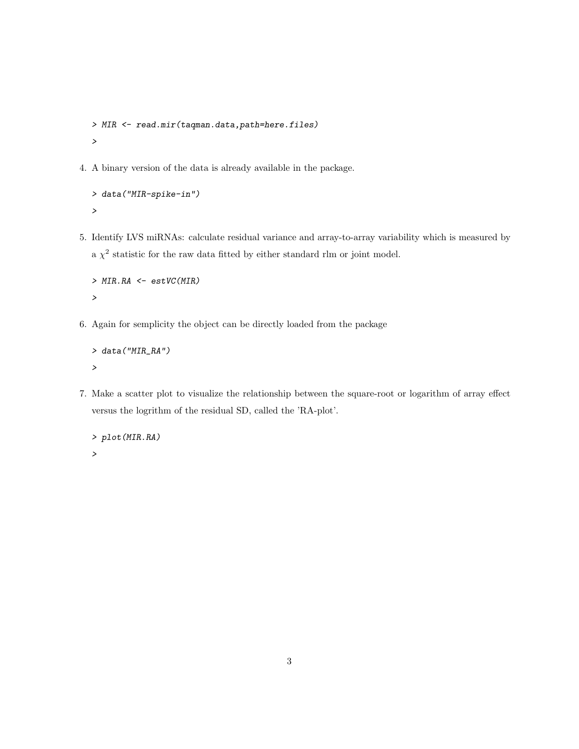```
> MIR <- read.mir(taqman.data,path=here.files)
>
```

4. A binary version of the data is already available in the package.

```
> data("MIR-spike-in")
>
```

5. Identify LVS miRNAs: calculate residual variance and array-to-array variability which is measured by a $\chi^2$ statistic for the raw data fitted by either standard rlm or joint model.

```
> MIR.RA <- estVC(MIR)
>
```

6. Again for semplicity the object can be directly loaded from the package

```
> data("MIR_RA")
>
```

7. Make a scatter plot to visualize the relationship between the square-root or logarithm of array effect versus the logrithm of the residual SD, called the 'RA-plot'.

```
> plot(MIR.RA)
>
```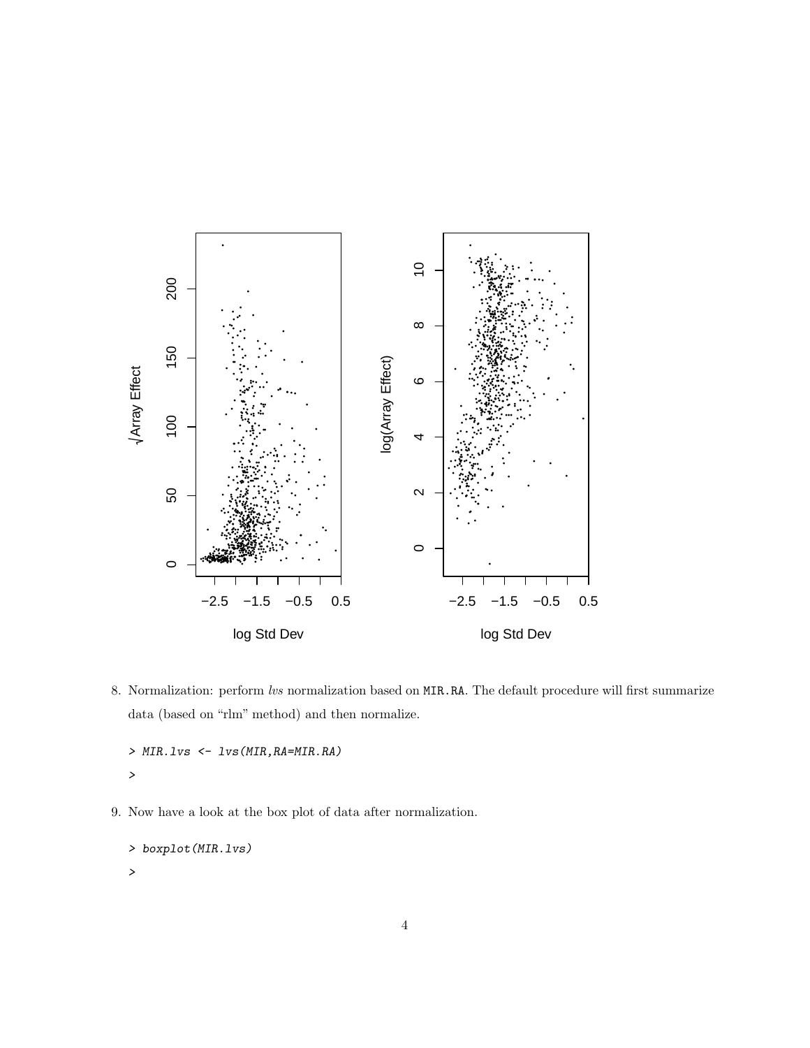8. Normalization: perform *lvs* normalization based on MIR.RA. The default procedure will first summarize data (based on "rlm" method) and then normalize.

```
> MIR.lvs <- lvs(MIR,RA=MIR.RA)
>
```

9. Now have a look at the box plot of data after normalization.

```
> boxplot(MIR.lvs)
>
```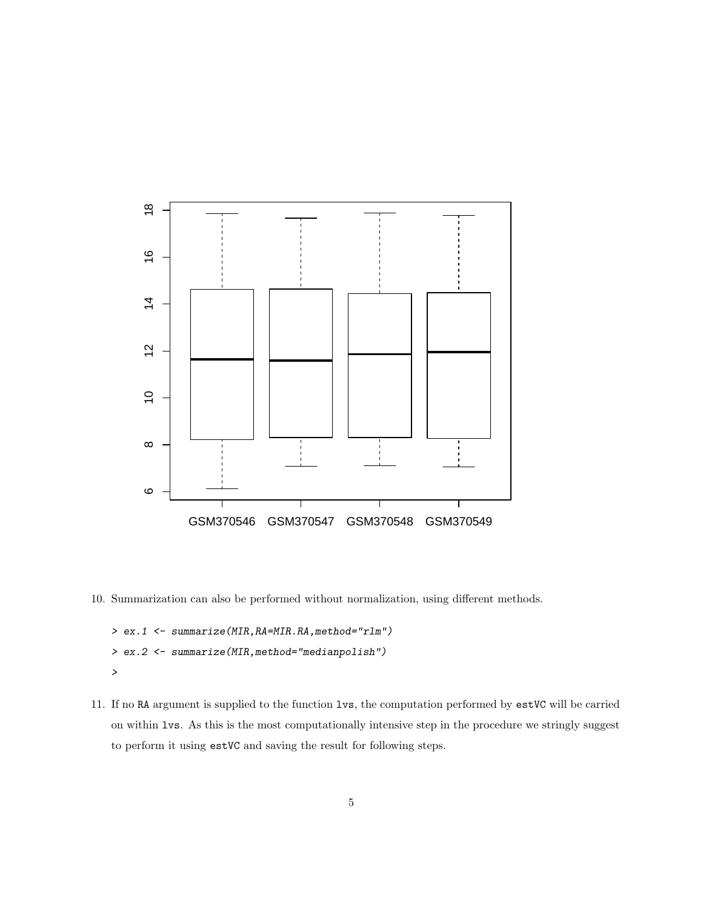10. Summarization can also be performed without normalization, using different methods.

```
> ex.1 <- summarize(MIR,RA=MIR.RA,method="rlm")
> ex.2 <- summarize(MIR,method="medianpolish")
>
```

11. If no RA argument is supplied to the function lvs, the computation performed by estVC will be carried on within lvs. As this is the most computationally intensive step in the procedure we stringly suggest to perform it using estVC and saving the result for following steps.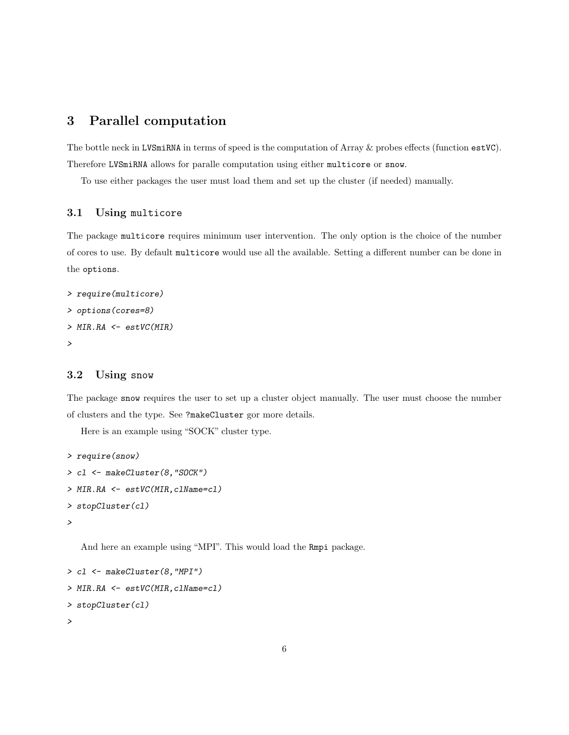# 3 Parallel computation

The bottle neck in `LVSmiRNA` in terms of speed is the computation of Array & probes effects (function `estVC`). Therefore `LVSmiRNA` allows for paralle computation using either `multicore` or `snow`.

To use either packages the user must load them and set up the cluster (if needed) manually.

## 3.1 Using `multicore`

The package `multicore` requires minimum user intervention. The only option is the choice of the number of cores to use. By default `multicore` would use all the available. Setting a different number can be done in the `options`.

```
> require(multicore)
> options(cores=8)
> MIR.RA <- estVC(MIR)
>
```

## 3.2 Using `snow`

The package `snow` requires the user to set up a cluster object manually. The user must choose the number of clusters and the type. See `?makeCluster` gor more details.

Here is an example using "SOCK" cluster type.

```
> require(snow)
> cl <- makeCluster(8,"SOCK")
> MIR.RA <- estVC(MIR,clName=cl)
> stopCluster(cl)
>
```

And here an example using "MPI". This would load the `Rmpi` package.

```
> cl <- makeCluster(8,"MPI")
> MIR.RA <- estVC(MIR,clName=cl)
> stopCluster(cl)
>
```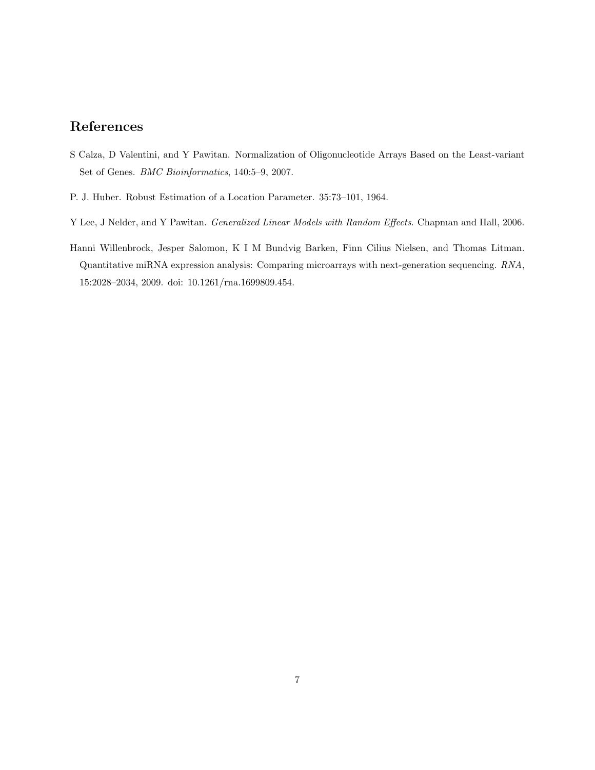## References

S Calza, D Valentini, and Y Pawitan. Normalization of Oligonucleotide Arrays Based on the Least-variant Set of Genes. *BMC Bioinformatics*, 140:5–9, 2007.

P. J. Huber. Robust Estimation of a Location Parameter. 35:73–101, 1964.

Y Lee, J Nelder, and Y Pawitan. *Generalized Linear Models with Random Effects*. Chapman and Hall, 2006.

Hanni Willenbrock, Jesper Salomon, K I M Bundvig Barken, Finn Cilius Nielsen, and Thomas Litman. Quantitative miRNA expression analysis: Comparing microarrays with next-generation sequencing. *RNA*, 15:2028–2034, 2009. doi: 10.1261/rna.1699809.454.